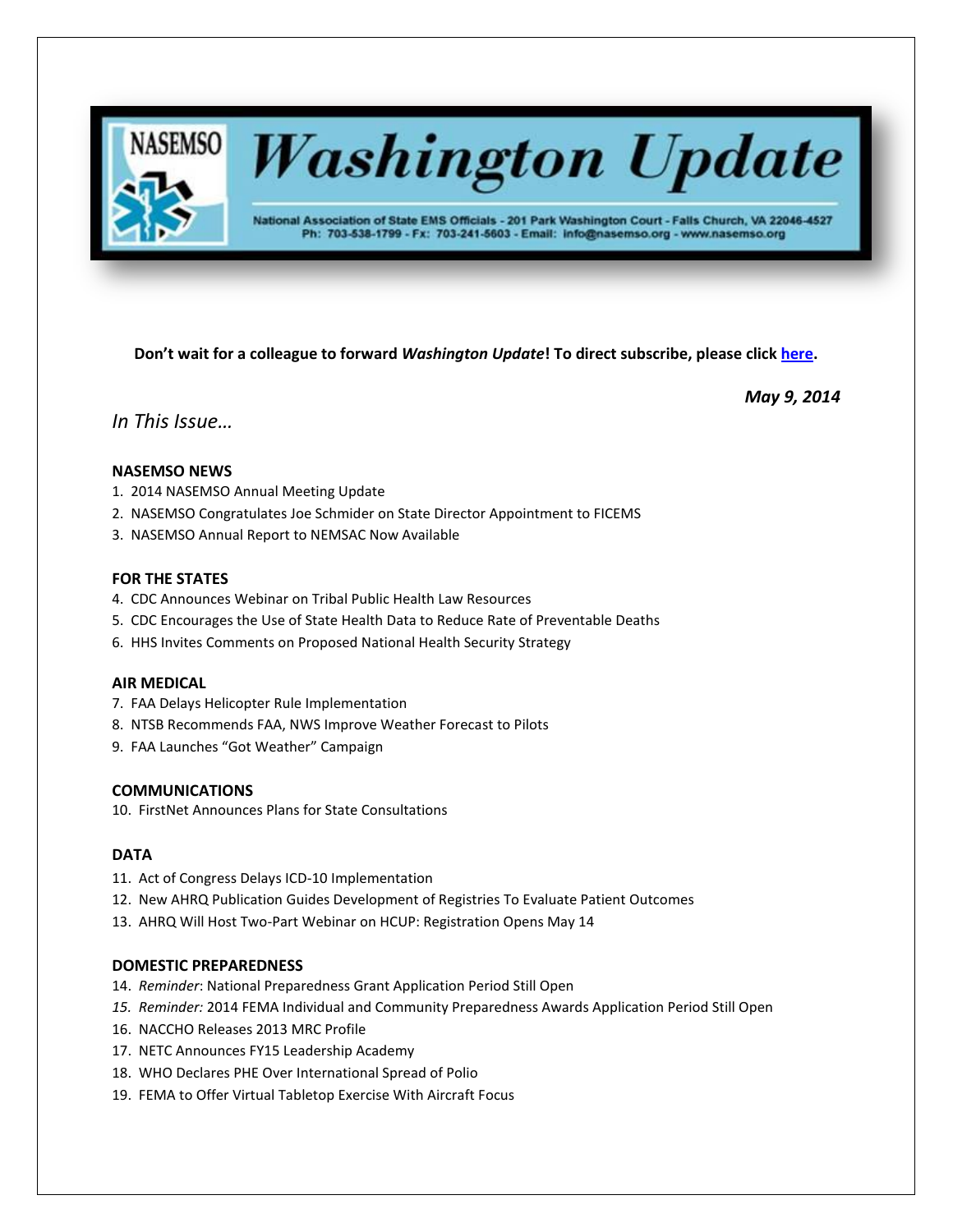# Washington Update

NASEMSO

National Association of State EMS Officials - 201 Park Washington Court - Falls Church, VA 22046-4527
Ph: 703-538-1799 - Fx: 703-241-5603 - Email: info@nasemso.org - www.nasemso.org

**Don't wait for a colleague to forward *Washington Update*! To direct subscribe, please click here.**

***May 9, 2014***

*In This Issue…*

**NASEMSO NEWS**

1. 2014 NASEMSO Annual Meeting Update
2. NASEMSO Congratulates Joe Schmider on State Director Appointment to FICEMS
3. NASEMSO Annual Report to NEMSAC Now Available

**FOR THE STATES**

4. CDC Announces Webinar on Tribal Public Health Law Resources
5. CDC Encourages the Use of State Health Data to Reduce Rate of Preventable Deaths
6. HHS Invites Comments on Proposed National Health Security Strategy

**AIR MEDICAL**

7. FAA Delays Helicopter Rule Implementation
8. NTSB Recommends FAA, NWS Improve Weather Forecast to Pilots
9. FAA Launches "Got Weather" Campaign

**COMMUNICATIONS**

10. FirstNet Announces Plans for State Consultations

**DATA**

11. Act of Congress Delays ICD-10 Implementation
12. New AHRQ Publication Guides Development of Registries To Evaluate Patient Outcomes
13. AHRQ Will Host Two-Part Webinar on HCUP: Registration Opens May 14

**DOMESTIC PREPAREDNESS**

14. *Reminder*: National Preparedness Grant Application Period Still Open
15. *Reminder:* 2014 FEMA Individual and Community Preparedness Awards Application Period Still Open
16. NACCHO Releases 2013 MRC Profile
17. NETC Announces FY15 Leadership Academy
18. WHO Declares PHE Over International Spread of Polio
19. FEMA to Offer Virtual Tabletop Exercise With Aircraft Focus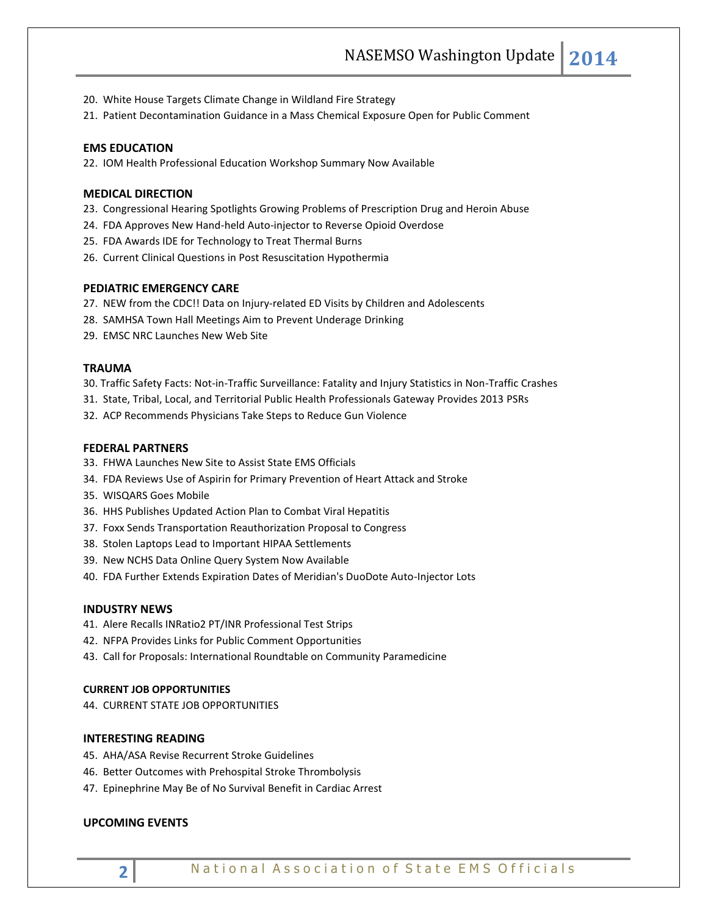20. White House Targets Climate Change in Wildland Fire Strategy
21. Patient Decontamination Guidance in a Mass Chemical Exposure Open for Public Comment

**EMS EDUCATION**

22. IOM Health Professional Education Workshop Summary Now Available

**MEDICAL DIRECTION**

23. Congressional Hearing Spotlights Growing Problems of Prescription Drug and Heroin Abuse
24. FDA Approves New Hand-held Auto-injector to Reverse Opioid Overdose
25. FDA Awards IDE for Technology to Treat Thermal Burns
26. Current Clinical Questions in Post Resuscitation Hypothermia

**PEDIATRIC EMERGENCY CARE**

27. NEW from the CDC!! Data on Injury-related ED Visits by Children and Adolescents
28. SAMHSA Town Hall Meetings Aim to Prevent Underage Drinking
29. EMSC NRC Launches New Web Site

**TRAUMA**

30. Traffic Safety Facts: Not-in-Traffic Surveillance: Fatality and Injury Statistics in Non-Traffic Crashes
31. State, Tribal, Local, and Territorial Public Health Professionals Gateway Provides 2013 PSRs
32. ACP Recommends Physicians Take Steps to Reduce Gun Violence

**FEDERAL PARTNERS**

33. FHWA Launches New Site to Assist State EMS Officials
34. FDA Reviews Use of Aspirin for Primary Prevention of Heart Attack and Stroke
35. WISQARS Goes Mobile
36. HHS Publishes Updated Action Plan to Combat Viral Hepatitis
37. Foxx Sends Transportation Reauthorization Proposal to Congress
38. Stolen Laptops Lead to Important HIPAA Settlements
39. New NCHS Data Online Query System Now Available
40. FDA Further Extends Expiration Dates of Meridian's DuoDote Auto-Injector Lots

**INDUSTRY NEWS**

41. Alere Recalls INRatio2 PT/INR Professional Test Strips
42. NFPA Provides Links for Public Comment Opportunities
43. Call for Proposals: International Roundtable on Community Paramedicine

**CURRENT JOB OPPORTUNITIES**

44. CURRENT STATE JOB OPPORTUNITIES

**INTERESTING READING**

45. AHA/ASA Revise Recurrent Stroke Guidelines
46. Better Outcomes with Prehospital Stroke Thrombolysis
47. Epinephrine May Be of No Survival Benefit in Cardiac Arrest

**UPCOMING EVENTS**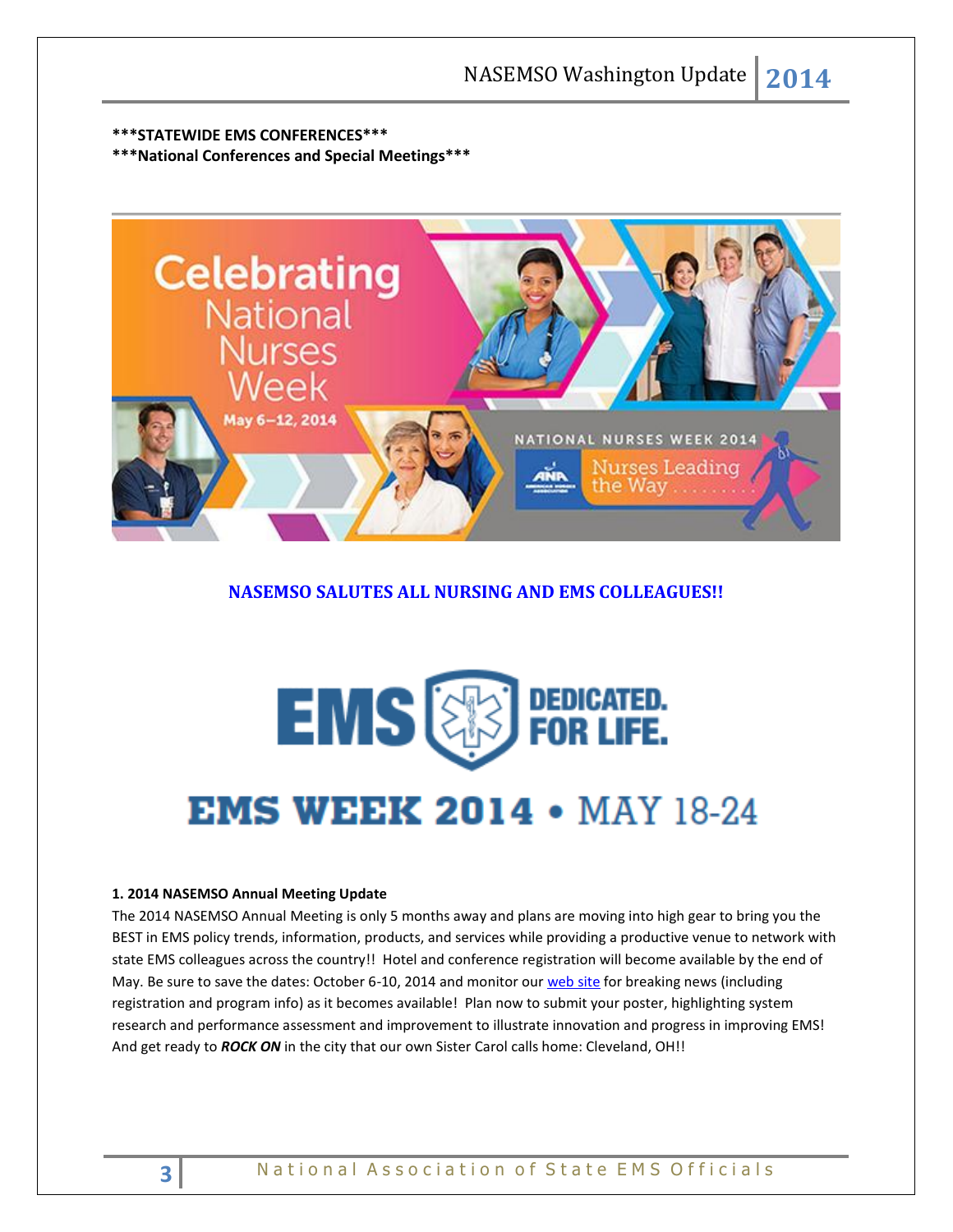***STATEWIDE EMS CONFERENCES***
***National Conferences and Special Meetings***

**NASEMSO SALUTES ALL NURSING AND EMS COLLEAGUES!!**

**1. 2014 NASEMSO Annual Meeting Update**

The 2014 NASEMSO Annual Meeting is only 5 months away and plans are moving into high gear to bring you the BEST in EMS policy trends, information, products, and services while providing a productive venue to network with state EMS colleagues across the country!! Hotel and conference registration will become available by the end of May. Be sure to save the dates: October 6-10, 2014 and monitor our web site for breaking news (including registration and program info) as it becomes available! Plan now to submit your poster, highlighting system research and performance assessment and improvement to illustrate innovation and progress in improving EMS! And get ready to ***ROCK ON*** in the city that our own Sister Carol calls home: Cleveland, OH!!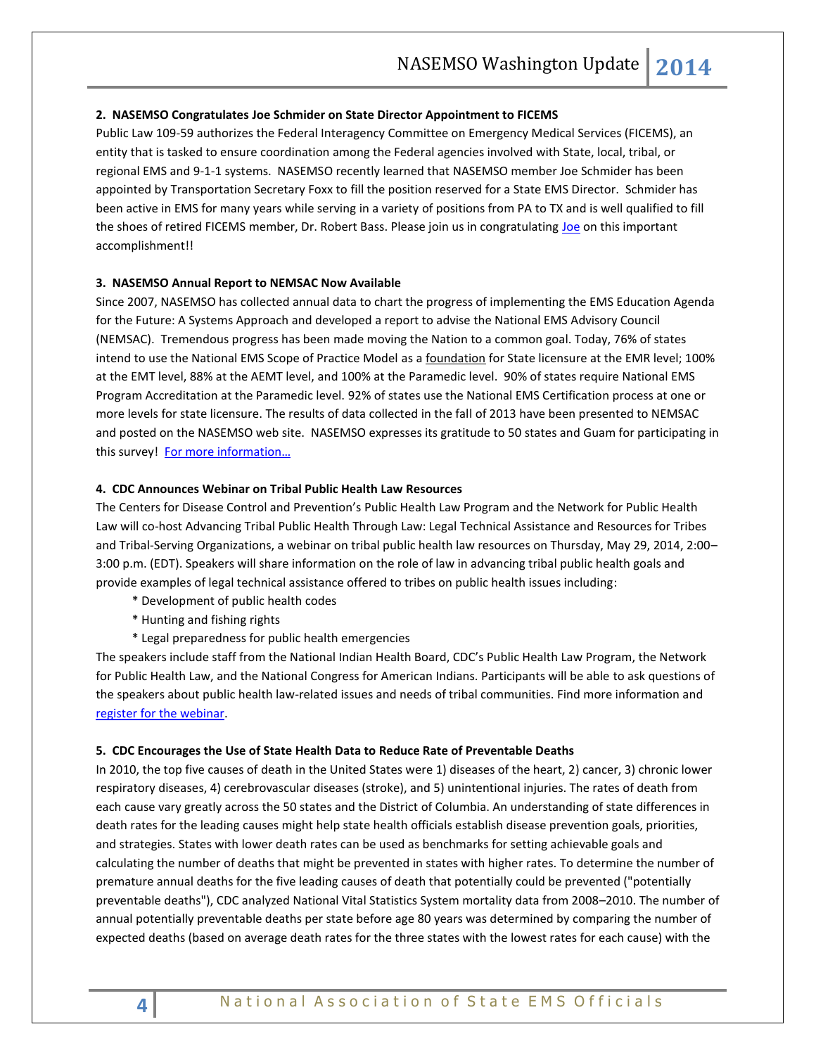**2. NASEMSO Congratulates Joe Schmider on State Director Appointment to FICEMS**

Public Law 109-59 authorizes the Federal Interagency Committee on Emergency Medical Services (FICEMS), an entity that is tasked to ensure coordination among the Federal agencies involved with State, local, tribal, or regional EMS and 9-1-1 systems. NASEMSO recently learned that NASEMSO member Joe Schmider has been appointed by Transportation Secretary Foxx to fill the position reserved for a State EMS Director. Schmider has been active in EMS for many years while serving in a variety of positions from PA to TX and is well qualified to fill the shoes of retired FICEMS member, Dr. Robert Bass. Please join us in congratulating Joe on this important accomplishment!!

**3. NASEMSO Annual Report to NEMSAC Now Available**

Since 2007, NASEMSO has collected annual data to chart the progress of implementing the EMS Education Agenda for the Future: A Systems Approach and developed a report to advise the National EMS Advisory Council (NEMSAC). Tremendous progress has been made moving the Nation to a common goal. Today, 76% of states intend to use the National EMS Scope of Practice Model as a foundation for State licensure at the EMR level; 100% at the EMT level, 88% at the AEMT level, and 100% at the Paramedic level. 90% of states require National EMS Program Accreditation at the Paramedic level. 92% of states use the National EMS Certification process at one or more levels for state licensure. The results of data collected in the fall of 2013 have been presented to NEMSAC and posted on the NASEMSO web site. NASEMSO expresses its gratitude to 50 states and Guam for participating in this survey! For more information…

**4. CDC Announces Webinar on Tribal Public Health Law Resources**

The Centers for Disease Control and Prevention's Public Health Law Program and the Network for Public Health Law will co-host Advancing Tribal Public Health Through Law: Legal Technical Assistance and Resources for Tribes and Tribal-Serving Organizations, a webinar on tribal public health law resources on Thursday, May 29, 2014, 2:00–3:00 p.m. (EDT). Speakers will share information on the role of law in advancing tribal public health goals and provide examples of legal technical assistance offered to tribes on public health issues including:

- Development of public health codes
- Hunting and fishing rights
- Legal preparedness for public health emergencies

The speakers include staff from the National Indian Health Board, CDC's Public Health Law Program, the Network for Public Health Law, and the National Congress for American Indians. Participants will be able to ask questions of the speakers about public health law-related issues and needs of tribal communities. Find more information and register for the webinar.

**5. CDC Encourages the Use of State Health Data to Reduce Rate of Preventable Deaths**

In 2010, the top five causes of death in the United States were 1) diseases of the heart, 2) cancer, 3) chronic lower respiratory diseases, 4) cerebrovascular diseases (stroke), and 5) unintentional injuries. The rates of death from each cause vary greatly across the 50 states and the District of Columbia. An understanding of state differences in death rates for the leading causes might help state health officials establish disease prevention goals, priorities, and strategies. States with lower death rates can be used as benchmarks for setting achievable goals and calculating the number of deaths that might be prevented in states with higher rates. To determine the number of premature annual deaths for the five leading causes of death that potentially could be prevented ("potentially preventable deaths"), CDC analyzed National Vital Statistics System mortality data from 2008–2010. The number of annual potentially preventable deaths per state before age 80 years was determined by comparing the number of expected deaths (based on average death rates for the three states with the lowest rates for each cause) with the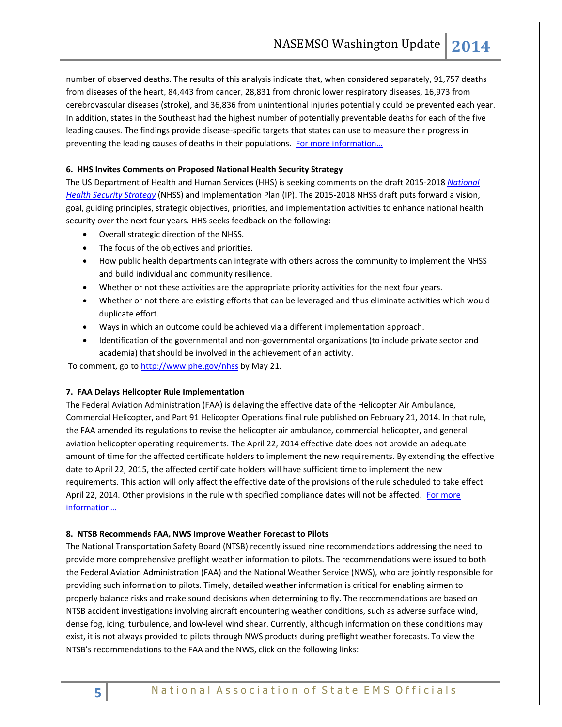number of observed deaths. The results of this analysis indicate that, when considered separately, 91,757 deaths from diseases of the heart, 84,443 from cancer, 28,831 from chronic lower respiratory diseases, 16,973 from cerebrovascular diseases (stroke), and 36,836 from unintentional injuries potentially could be prevented each year. In addition, states in the Southeast had the highest number of potentially preventable deaths for each of the five leading causes. The findings provide disease-specific targets that states can use to measure their progress in preventing the leading causes of deaths in their populations. For more information…

**6. HHS Invites Comments on Proposed National Health Security Strategy**

The US Department of Health and Human Services (HHS) is seeking comments on the draft 2015-2018 *National Health Security Strategy* (NHSS) and Implementation Plan (IP). The 2015-2018 NHSS draft puts forward a vision, goal, guiding principles, strategic objectives, priorities, and implementation activities to enhance national health security over the next four years. HHS seeks feedback on the following:

- Overall strategic direction of the NHSS.
- The focus of the objectives and priorities.
- How public health departments can integrate with others across the community to implement the NHSS and build individual and community resilience.
- Whether or not these activities are the appropriate priority activities for the next four years.
- Whether or not there are existing efforts that can be leveraged and thus eliminate activities which would duplicate effort.
- Ways in which an outcome could be achieved via a different implementation approach.
- Identification of the governmental and non-governmental organizations (to include private sector and academia) that should be involved in the achievement of an activity.

To comment, go to http://www.phe.gov/nhss by May 21.

**7. FAA Delays Helicopter Rule Implementation**

The Federal Aviation Administration (FAA) is delaying the effective date of the Helicopter Air Ambulance, Commercial Helicopter, and Part 91 Helicopter Operations final rule published on February 21, 2014. In that rule, the FAA amended its regulations to revise the helicopter air ambulance, commercial helicopter, and general aviation helicopter operating requirements. The April 22, 2014 effective date does not provide an adequate amount of time for the affected certificate holders to implement the new requirements. By extending the effective date to April 22, 2015, the affected certificate holders will have sufficient time to implement the new requirements. This action will only affect the effective date of the provisions of the rule scheduled to take effect April 22, 2014. Other provisions in the rule with specified compliance dates will not be affected. For more information…

**8. NTSB Recommends FAA, NWS Improve Weather Forecast to Pilots**

The National Transportation Safety Board (NTSB) recently issued nine recommendations addressing the need to provide more comprehensive preflight weather information to pilots. The recommendations were issued to both the Federal Aviation Administration (FAA) and the National Weather Service (NWS), who are jointly responsible for providing such information to pilots. Timely, detailed weather information is critical for enabling airmen to properly balance risks and make sound decisions when determining to fly. The recommendations are based on NTSB accident investigations involving aircraft encountering weather conditions, such as adverse surface wind, dense fog, icing, turbulence, and low-level wind shear. Currently, although information on these conditions may exist, it is not always provided to pilots through NWS products during preflight weather forecasts. To view the NTSB's recommendations to the FAA and the NWS, click on the following links: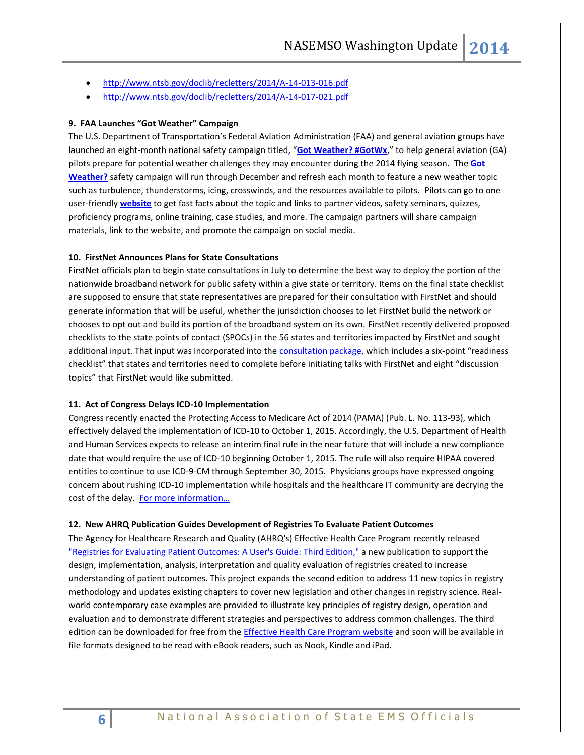- http://www.ntsb.gov/doclib/recletters/2014/A-14-013-016.pdf
- http://www.ntsb.gov/doclib/recletters/2014/A-14-017-021.pdf

**9. FAA Launches "Got Weather" Campaign**

The U.S. Department of Transportation's Federal Aviation Administration (FAA) and general aviation groups have launched an eight-month national safety campaign titled, "**Got Weather? #GotWx**," to help general aviation (GA) pilots prepare for potential weather challenges they may encounter during the 2014 flying season. The **Got Weather?** safety campaign will run through December and refresh each month to feature a new weather topic such as turbulence, thunderstorms, icing, crosswinds, and the resources available to pilots. Pilots can go to one user-friendly **website** to get fast facts about the topic and links to partner videos, safety seminars, quizzes, proficiency programs, online training, case studies, and more. The campaign partners will share campaign materials, link to the website, and promote the campaign on social media.

**10. FirstNet Announces Plans for State Consultations**

FirstNet officials plan to begin state consultations in July to determine the best way to deploy the portion of the nationwide broadband network for public safety within a give state or territory. Items on the final state checklist are supposed to ensure that state representatives are prepared for their consultation with FirstNet and should generate information that will be useful, whether the jurisdiction chooses to let FirstNet build the network or chooses to opt out and build its portion of the broadband system on its own. FirstNet recently delivered proposed checklists to the state points of contact (SPOCs) in the 56 states and territories impacted by FirstNet and sought additional input. That input was incorporated into the consultation package, which includes a six-point "readiness checklist" that states and territories need to complete before initiating talks with FirstNet and eight "discussion topics" that FirstNet would like submitted.

**11. Act of Congress Delays ICD-10 Implementation**

Congress recently enacted the Protecting Access to Medicare Act of 2014 (PAMA) (Pub. L. No. 113-93), which effectively delayed the implementation of ICD-10 to October 1, 2015. Accordingly, the U.S. Department of Health and Human Services expects to release an interim final rule in the near future that will include a new compliance date that would require the use of ICD-10 beginning October 1, 2015. The rule will also require HIPAA covered entities to continue to use ICD-9-CM through September 30, 2015. Physicians groups have expressed ongoing concern about rushing ICD-10 implementation while hospitals and the healthcare IT community are decrying the cost of the delay. For more information…

**12. New AHRQ Publication Guides Development of Registries To Evaluate Patient Outcomes**

The Agency for Healthcare Research and Quality (AHRQ's) Effective Health Care Program recently released "Registries for Evaluating Patient Outcomes: A User's Guide: Third Edition," a new publication to support the design, implementation, analysis, interpretation and quality evaluation of registries created to increase understanding of patient outcomes. This project expands the second edition to address 11 new topics in registry methodology and updates existing chapters to cover new legislation and other changes in registry science. Real-world contemporary case examples are provided to illustrate key principles of registry design, operation and evaluation and to demonstrate different strategies and perspectives to address common challenges. The third edition can be downloaded for free from the Effective Health Care Program website and soon will be available in file formats designed to be read with eBook readers, such as Nook, Kindle and iPad.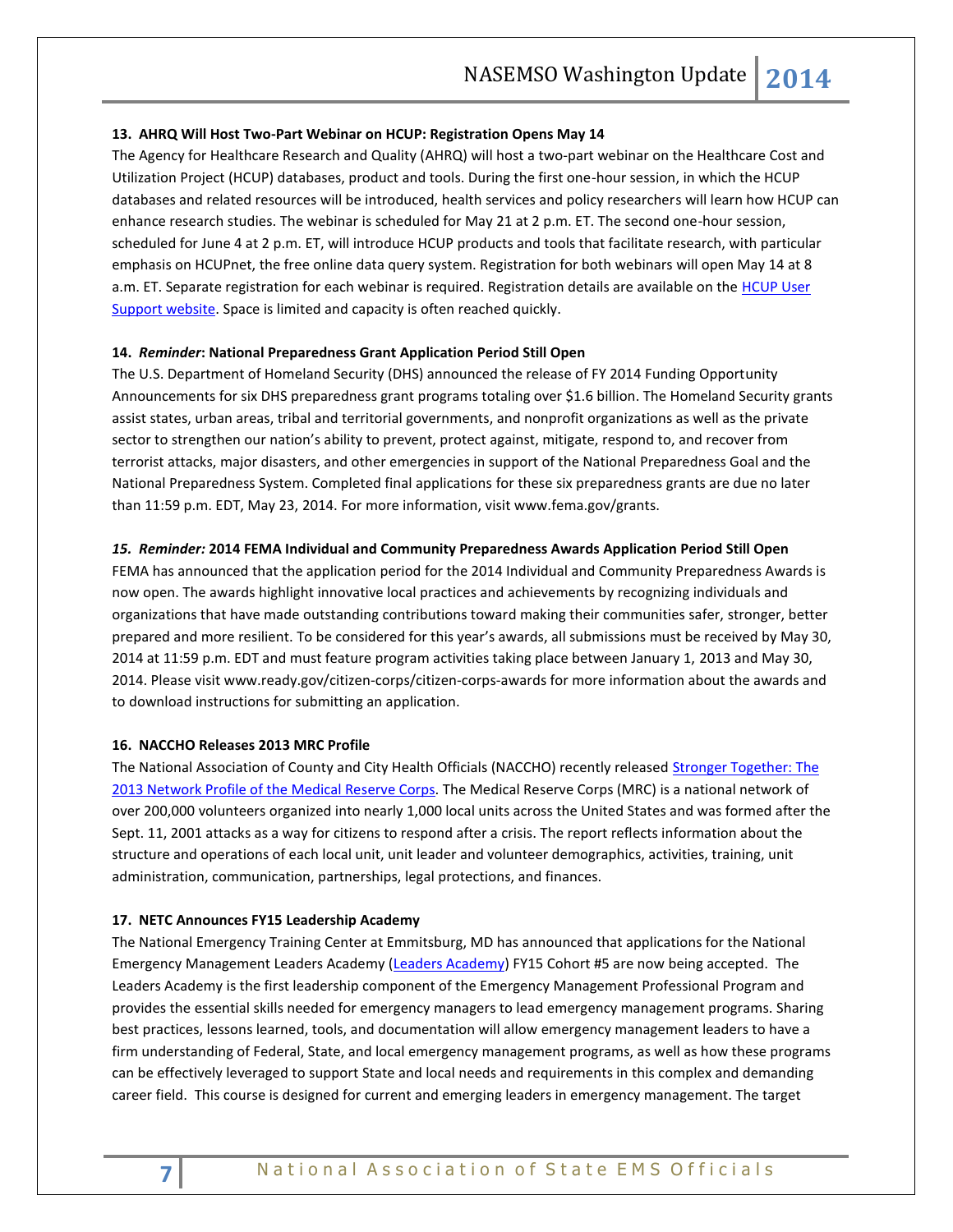**13. AHRQ Will Host Two-Part Webinar on HCUP: Registration Opens May 14**

The Agency for Healthcare Research and Quality (AHRQ) will host a two-part webinar on the Healthcare Cost and Utilization Project (HCUP) databases, product and tools. During the first one-hour session, in which the HCUP databases and related resources will be introduced, health services and policy researchers will learn how HCUP can enhance research studies. The webinar is scheduled for May 21 at 2 p.m. ET. The second one-hour session, scheduled for June 4 at 2 p.m. ET, will introduce HCUP products and tools that facilitate research, with particular emphasis on HCUPnet, the free online data query system. Registration for both webinars will open May 14 at 8 a.m. ET. Separate registration for each webinar is required. Registration details are available on the HCUP User Support website. Space is limited and capacity is often reached quickly.

**14. *Reminder*: National Preparedness Grant Application Period Still Open**

The U.S. Department of Homeland Security (DHS) announced the release of FY 2014 Funding Opportunity Announcements for six DHS preparedness grant programs totaling over $1.6 billion. The Homeland Security grants assist states, urban areas, tribal and territorial governments, and nonprofit organizations as well as the private sector to strengthen our nation's ability to prevent, protect against, mitigate, respond to, and recover from terrorist attacks, major disasters, and other emergencies in support of the National Preparedness Goal and the National Preparedness System. Completed final applications for these six preparedness grants are due no later than 11:59 p.m. EDT, May 23, 2014. For more information, visit www.fema.gov/grants.

***15. Reminder:* 2014 FEMA Individual and Community Preparedness Awards Application Period Still Open**

FEMA has announced that the application period for the 2014 Individual and Community Preparedness Awards is now open. The awards highlight innovative local practices and achievements by recognizing individuals and organizations that have made outstanding contributions toward making their communities safer, stronger, better prepared and more resilient. To be considered for this year's awards, all submissions must be received by May 30, 2014 at 11:59 p.m. EDT and must feature program activities taking place between January 1, 2013 and May 30, 2014. Please visit www.ready.gov/citizen-corps/citizen-corps-awards for more information about the awards and to download instructions for submitting an application.

**16. NACCHO Releases 2013 MRC Profile**

The National Association of County and City Health Officials (NACCHO) recently released Stronger Together: The 2013 Network Profile of the Medical Reserve Corps. The Medical Reserve Corps (MRC) is a national network of over 200,000 volunteers organized into nearly 1,000 local units across the United States and was formed after the Sept. 11, 2001 attacks as a way for citizens to respond after a crisis. The report reflects information about the structure and operations of each local unit, unit leader and volunteer demographics, activities, training, unit administration, communication, partnerships, legal protections, and finances.

**17. NETC Announces FY15 Leadership Academy**

The National Emergency Training Center at Emmitsburg, MD has announced that applications for the National Emergency Management Leaders Academy (Leaders Academy) FY15 Cohort #5 are now being accepted. The Leaders Academy is the first leadership component of the Emergency Management Professional Program and provides the essential skills needed for emergency managers to lead emergency management programs. Sharing best practices, lessons learned, tools, and documentation will allow emergency management leaders to have a firm understanding of Federal, State, and local emergency management programs, as well as how these programs can be effectively leveraged to support State and local needs and requirements in this complex and demanding career field. This course is designed for current and emerging leaders in emergency management. The target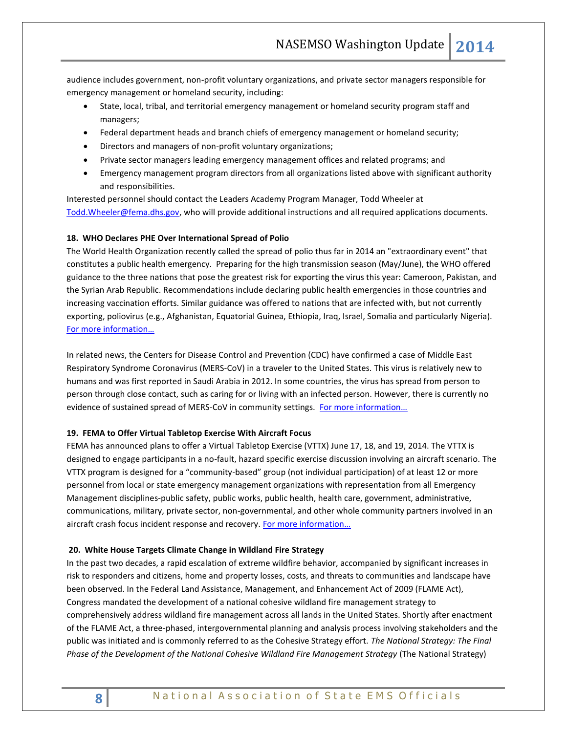audience includes government, non-profit voluntary organizations, and private sector managers responsible for emergency management or homeland security, including:

- State, local, tribal, and territorial emergency management or homeland security program staff and managers;
- Federal department heads and branch chiefs of emergency management or homeland security;
- Directors and managers of non-profit voluntary organizations;
- Private sector managers leading emergency management offices and related programs; and
- Emergency management program directors from all organizations listed above with significant authority and responsibilities.

Interested personnel should contact the Leaders Academy Program Manager, Todd Wheeler at Todd.Wheeler@fema.dhs.gov, who will provide additional instructions and all required applications documents.

**18. WHO Declares PHE Over International Spread of Polio**

The World Health Organization recently called the spread of polio thus far in 2014 an "extraordinary event" that constitutes a public health emergency. Preparing for the high transmission season (May/June), the WHO offered guidance to the three nations that pose the greatest risk for exporting the virus this year: Cameroon, Pakistan, and the Syrian Arab Republic. Recommendations include declaring public health emergencies in those countries and increasing vaccination efforts. Similar guidance was offered to nations that are infected with, but not currently exporting, poliovirus (e.g., Afghanistan, Equatorial Guinea, Ethiopia, Iraq, Israel, Somalia and particularly Nigeria). For more information…

In related news, the Centers for Disease Control and Prevention (CDC) have confirmed a case of Middle East Respiratory Syndrome Coronavirus (MERS-CoV) in a traveler to the United States. This virus is relatively new to humans and was first reported in Saudi Arabia in 2012. In some countries, the virus has spread from person to person through close contact, such as caring for or living with an infected person. However, there is currently no evidence of sustained spread of MERS-CoV in community settings. For more information…

**19. FEMA to Offer Virtual Tabletop Exercise With Aircraft Focus**

FEMA has announced plans to offer a Virtual Tabletop Exercise (VTTX) June 17, 18, and 19, 2014. The VTTX is designed to engage participants in a no-fault, hazard specific exercise discussion involving an aircraft scenario. The VTTX program is designed for a "community-based" group (not individual participation) of at least 12 or more personnel from local or state emergency management organizations with representation from all Emergency Management disciplines-public safety, public works, public health, health care, government, administrative, communications, military, private sector, non-governmental, and other whole community partners involved in an aircraft crash focus incident response and recovery. For more information…

**20. White House Targets Climate Change in Wildland Fire Strategy**

In the past two decades, a rapid escalation of extreme wildfire behavior, accompanied by significant increases in risk to responders and citizens, home and property losses, costs, and threats to communities and landscape have been observed. In the Federal Land Assistance, Management, and Enhancement Act of 2009 (FLAME Act), Congress mandated the development of a national cohesive wildland fire management strategy to comprehensively address wildland fire management across all lands in the United States. Shortly after enactment of the FLAME Act, a three-phased, intergovernmental planning and analysis process involving stakeholders and the public was initiated and is commonly referred to as the Cohesive Strategy effort. *The National Strategy: The Final Phase of the Development of the National Cohesive Wildland Fire Management Strategy* (The National Strategy)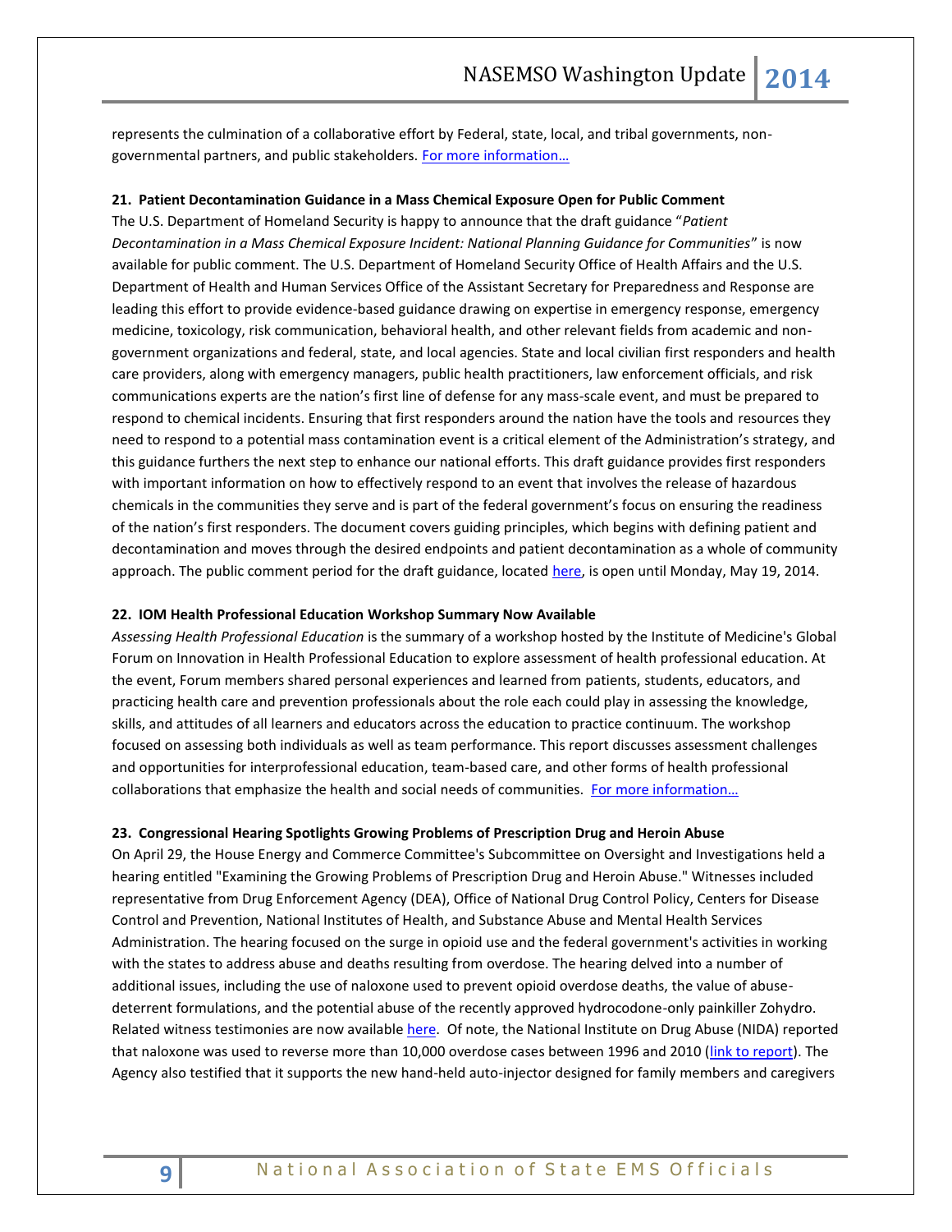represents the culmination of a collaborative effort by Federal, state, local, and tribal governments, non-governmental partners, and public stakeholders. [For more information…]

**21. Patient Decontamination Guidance in a Mass Chemical Exposure Open for Public Comment**

The U.S. Department of Homeland Security is happy to announce that the draft guidance "*Patient Decontamination in a Mass Chemical Exposure Incident: National Planning Guidance for Communities*" is now available for public comment. The U.S. Department of Homeland Security Office of Health Affairs and the U.S. Department of Health and Human Services Office of the Assistant Secretary for Preparedness and Response are leading this effort to provide evidence-based guidance drawing on expertise in emergency response, emergency medicine, toxicology, risk communication, behavioral health, and other relevant fields from academic and non-government organizations and federal, state, and local agencies. State and local civilian first responders and health care providers, along with emergency managers, public health practitioners, law enforcement officials, and risk communications experts are the nation's first line of defense for any mass-scale event, and must be prepared to respond to chemical incidents. Ensuring that first responders around the nation have the tools and resources they need to respond to a potential mass contamination event is a critical element of the Administration's strategy, and this guidance furthers the next step to enhance our national efforts. This draft guidance provides first responders with important information on how to effectively respond to an event that involves the release of hazardous chemicals in the communities they serve and is part of the federal government's focus on ensuring the readiness of the nation's first responders. The document covers guiding principles, which begins with defining patient and decontamination and moves through the desired endpoints and patient decontamination as a whole of community approach. The public comment period for the draft guidance, located [here], is open until Monday, May 19, 2014.

**22. IOM Health Professional Education Workshop Summary Now Available**

*Assessing Health Professional Education* is the summary of a workshop hosted by the Institute of Medicine's Global Forum on Innovation in Health Professional Education to explore assessment of health professional education. At the event, Forum members shared personal experiences and learned from patients, students, educators, and practicing health care and prevention professionals about the role each could play in assessing the knowledge, skills, and attitudes of all learners and educators across the education to practice continuum. The workshop focused on assessing both individuals as well as team performance. This report discusses assessment challenges and opportunities for interprofessional education, team-based care, and other forms of health professional collaborations that emphasize the health and social needs of communities. [For more information…]

**23. Congressional Hearing Spotlights Growing Problems of Prescription Drug and Heroin Abuse**

On April 29, the House Energy and Commerce Committee's Subcommittee on Oversight and Investigations held a hearing entitled "Examining the Growing Problems of Prescription Drug and Heroin Abuse." Witnesses included representative from Drug Enforcement Agency (DEA), Office of National Drug Control Policy, Centers for Disease Control and Prevention, National Institutes of Health, and Substance Abuse and Mental Health Services Administration. The hearing focused on the surge in opioid use and the federal government's activities in working with the states to address abuse and deaths resulting from overdose. The hearing delved into a number of additional issues, including the use of naloxone used to prevent opioid overdose deaths, the value of abuse-deterrent formulations, and the potential abuse of the recently approved hydrocodone-only painkiller Zohydro. Related witness testimonies are now available [here]. Of note, the National Institute on Drug Abuse (NIDA) reported that naloxone was used to reverse more than 10,000 overdose cases between 1996 and 2010 ([link to report]). The Agency also testified that it supports the new hand-held auto-injector designed for family members and caregivers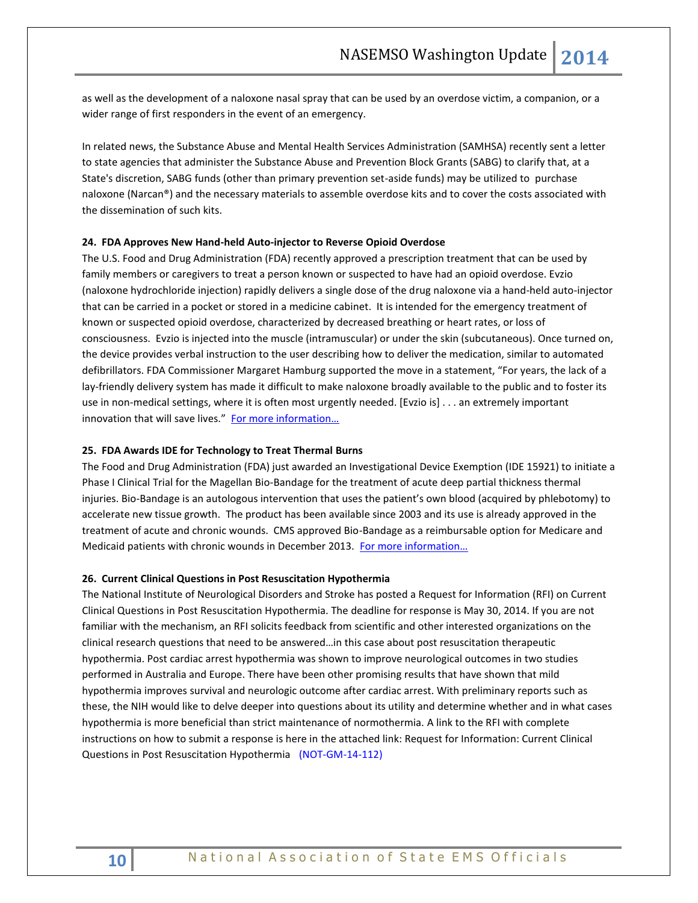as well as the development of a naloxone nasal spray that can be used by an overdose victim, a companion, or a wider range of first responders in the event of an emergency.

In related news, the Substance Abuse and Mental Health Services Administration (SAMHSA) recently sent a letter to state agencies that administer the Substance Abuse and Prevention Block Grants (SABG) to clarify that, at a State's discretion, SABG funds (other than primary prevention set-aside funds) may be utilized to purchase naloxone (Narcan®) and the necessary materials to assemble overdose kits and to cover the costs associated with the dissemination of such kits.

**24. FDA Approves New Hand-held Auto-injector to Reverse Opioid Overdose**

The U.S. Food and Drug Administration (FDA) recently approved a prescription treatment that can be used by family members or caregivers to treat a person known or suspected to have had an opioid overdose. Evzio (naloxone hydrochloride injection) rapidly delivers a single dose of the drug naloxone via a hand-held auto-injector that can be carried in a pocket or stored in a medicine cabinet. It is intended for the emergency treatment of known or suspected opioid overdose, characterized by decreased breathing or heart rates, or loss of consciousness. Evzio is injected into the muscle (intramuscular) or under the skin (subcutaneous). Once turned on, the device provides verbal instruction to the user describing how to deliver the medication, similar to automated defibrillators. FDA Commissioner Margaret Hamburg supported the move in a statement, "For years, the lack of a lay-friendly delivery system has made it difficult to make naloxone broadly available to the public and to foster its use in non-medical settings, where it is often most urgently needed. [Evzio is] . . . an extremely important innovation that will save lives." For more information…

**25. FDA Awards IDE for Technology to Treat Thermal Burns**

The Food and Drug Administration (FDA) just awarded an Investigational Device Exemption (IDE 15921) to initiate a Phase I Clinical Trial for the Magellan Bio-Bandage for the treatment of acute deep partial thickness thermal injuries. Bio-Bandage is an autologous intervention that uses the patient's own blood (acquired by phlebotomy) to accelerate new tissue growth. The product has been available since 2003 and its use is already approved in the treatment of acute and chronic wounds. CMS approved Bio-Bandage as a reimbursable option for Medicare and Medicaid patients with chronic wounds in December 2013. For more information…

**26. Current Clinical Questions in Post Resuscitation Hypothermia**

The National Institute of Neurological Disorders and Stroke has posted a Request for Information (RFI) on Current Clinical Questions in Post Resuscitation Hypothermia. The deadline for response is May 30, 2014. If you are not familiar with the mechanism, an RFI solicits feedback from scientific and other interested organizations on the clinical research questions that need to be answered…in this case about post resuscitation therapeutic hypothermia. Post cardiac arrest hypothermia was shown to improve neurological outcomes in two studies performed in Australia and Europe. There have been other promising results that have shown that mild hypothermia improves survival and neurologic outcome after cardiac arrest. With preliminary reports such as these, the NIH would like to delve deeper into questions about its utility and determine whether and in what cases hypothermia is more beneficial than strict maintenance of normothermia. A link to the RFI with complete instructions on how to submit a response is here in the attached link: Request for Information: Current Clinical Questions in Post Resuscitation Hypothermia (NOT-GM-14-112)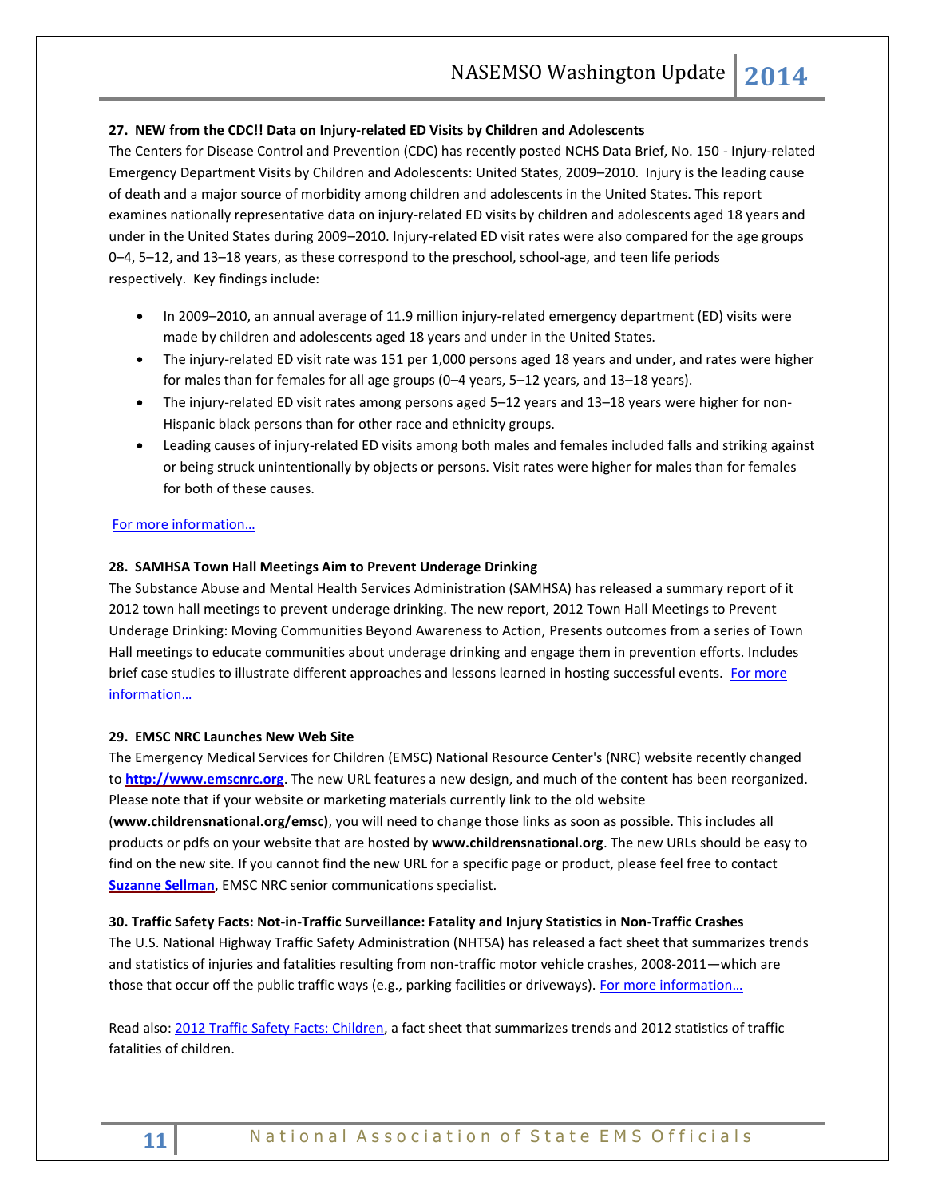**27. NEW from the CDC!! Data on Injury-related ED Visits by Children and Adolescents**

The Centers for Disease Control and Prevention (CDC) has recently posted NCHS Data Brief, No. 150 - Injury-related Emergency Department Visits by Children and Adolescents: United States, 2009–2010. Injury is the leading cause of death and a major source of morbidity among children and adolescents in the United States. This report examines nationally representative data on injury-related ED visits by children and adolescents aged 18 years and under in the United States during 2009–2010. Injury-related ED visit rates were also compared for the age groups 0–4, 5–12, and 13–18 years, as these correspond to the preschool, school-age, and teen life periods respectively. Key findings include:

- In 2009–2010, an annual average of 11.9 million injury-related emergency department (ED) visits were made by children and adolescents aged 18 years and under in the United States.
- The injury-related ED visit rate was 151 per 1,000 persons aged 18 years and under, and rates were higher for males than for females for all age groups (0–4 years, 5–12 years, and 13–18 years).
- The injury-related ED visit rates among persons aged 5–12 years and 13–18 years were higher for non-Hispanic black persons than for other race and ethnicity groups.
- Leading causes of injury-related ED visits among both males and females included falls and striking against or being struck unintentionally by objects or persons. Visit rates were higher for males than for females for both of these causes.

For more information…

**28. SAMHSA Town Hall Meetings Aim to Prevent Underage Drinking**

The Substance Abuse and Mental Health Services Administration (SAMHSA) has released a summary report of it 2012 town hall meetings to prevent underage drinking. The new report, 2012 Town Hall Meetings to Prevent Underage Drinking: Moving Communities Beyond Awareness to Action, Presents outcomes from a series of Town Hall meetings to educate communities about underage drinking and engage them in prevention efforts. Includes brief case studies to illustrate different approaches and lessons learned in hosting successful events. For more information…

**29. EMSC NRC Launches New Web Site**

The Emergency Medical Services for Children (EMSC) National Resource Center's (NRC) website recently changed to **http://www.emscnrc.org**. The new URL features a new design, and much of the content has been reorganized. Please note that if your website or marketing materials currently link to the old website (**www.childrensnational.org/emsc)**, you will need to change those links as soon as possible. This includes all products or pdfs on your website that are hosted by **www.childrensnational.org**. The new URLs should be easy to find on the new site. If you cannot find the new URL for a specific page or product, please feel free to contact **Suzanne Sellman**, EMSC NRC senior communications specialist.

**30. Traffic Safety Facts: Not-in-Traffic Surveillance: Fatality and Injury Statistics in Non-Traffic Crashes**

The U.S. National Highway Traffic Safety Administration (NHTSA) has released a fact sheet that summarizes trends and statistics of injuries and fatalities resulting from non-traffic motor vehicle crashes, 2008-2011—which are those that occur off the public traffic ways (e.g., parking facilities or driveways). For more information…

Read also: 2012 Traffic Safety Facts: Children, a fact sheet that summarizes trends and 2012 statistics of traffic fatalities of children.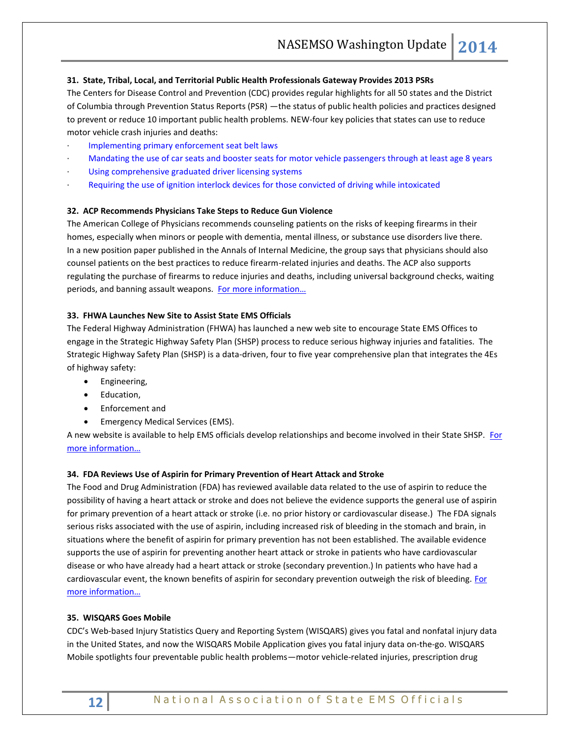**31. State, Tribal, Local, and Territorial Public Health Professionals Gateway Provides 2013 PSRs**

The Centers for Disease Control and Prevention (CDC) provides regular highlights for all 50 states and the District of Columbia through Prevention Status Reports (PSR) —the status of public health policies and practices designed to prevent or reduce 10 important public health problems. NEW-four key policies that states can use to reduce motor vehicle crash injuries and deaths:

- Implementing primary enforcement seat belt laws
- Mandating the use of car seats and booster seats for motor vehicle passengers through at least age 8 years
- Using comprehensive graduated driver licensing systems
- Requiring the use of ignition interlock devices for those convicted of driving while intoxicated

**32. ACP Recommends Physicians Take Steps to Reduce Gun Violence**

The American College of Physicians recommends counseling patients on the risks of keeping firearms in their homes, especially when minors or people with dementia, mental illness, or substance use disorders live there. In a new position paper published in the Annals of Internal Medicine, the group says that physicians should also counsel patients on the best practices to reduce firearm-related injuries and deaths. The ACP also supports regulating the purchase of firearms to reduce injuries and deaths, including universal background checks, waiting periods, and banning assault weapons. For more information…

**33. FHWA Launches New Site to Assist State EMS Officials**

The Federal Highway Administration (FHWA) has launched a new web site to encourage State EMS Offices to engage in the Strategic Highway Safety Plan (SHSP) process to reduce serious highway injuries and fatalities. The Strategic Highway Safety Plan (SHSP) is a data-driven, four to five year comprehensive plan that integrates the 4Es of highway safety:

- Engineering,
- Education,
- Enforcement and
- Emergency Medical Services (EMS).

A new website is available to help EMS officials develop relationships and become involved in their State SHSP. For more information…

**34. FDA Reviews Use of Aspirin for Primary Prevention of Heart Attack and Stroke**

The Food and Drug Administration (FDA) has reviewed available data related to the use of aspirin to reduce the possibility of having a heart attack or stroke and does not believe the evidence supports the general use of aspirin for primary prevention of a heart attack or stroke (i.e. no prior history or cardiovascular disease.) The FDA signals serious risks associated with the use of aspirin, including increased risk of bleeding in the stomach and brain, in situations where the benefit of aspirin for primary prevention has not been established. The available evidence supports the use of aspirin for preventing another heart attack or stroke in patients who have cardiovascular disease or who have already had a heart attack or stroke (secondary prevention.) In patients who have had a cardiovascular event, the known benefits of aspirin for secondary prevention outweigh the risk of bleeding. For more information…

**35. WISQARS Goes Mobile**

CDC's Web-based Injury Statistics Query and Reporting System (WISQARS) gives you fatal and nonfatal injury data in the United States, and now the WISQARS Mobile Application gives you fatal injury data on-the-go. WISQARS Mobile spotlights four preventable public health problems—motor vehicle-related injuries, prescription drug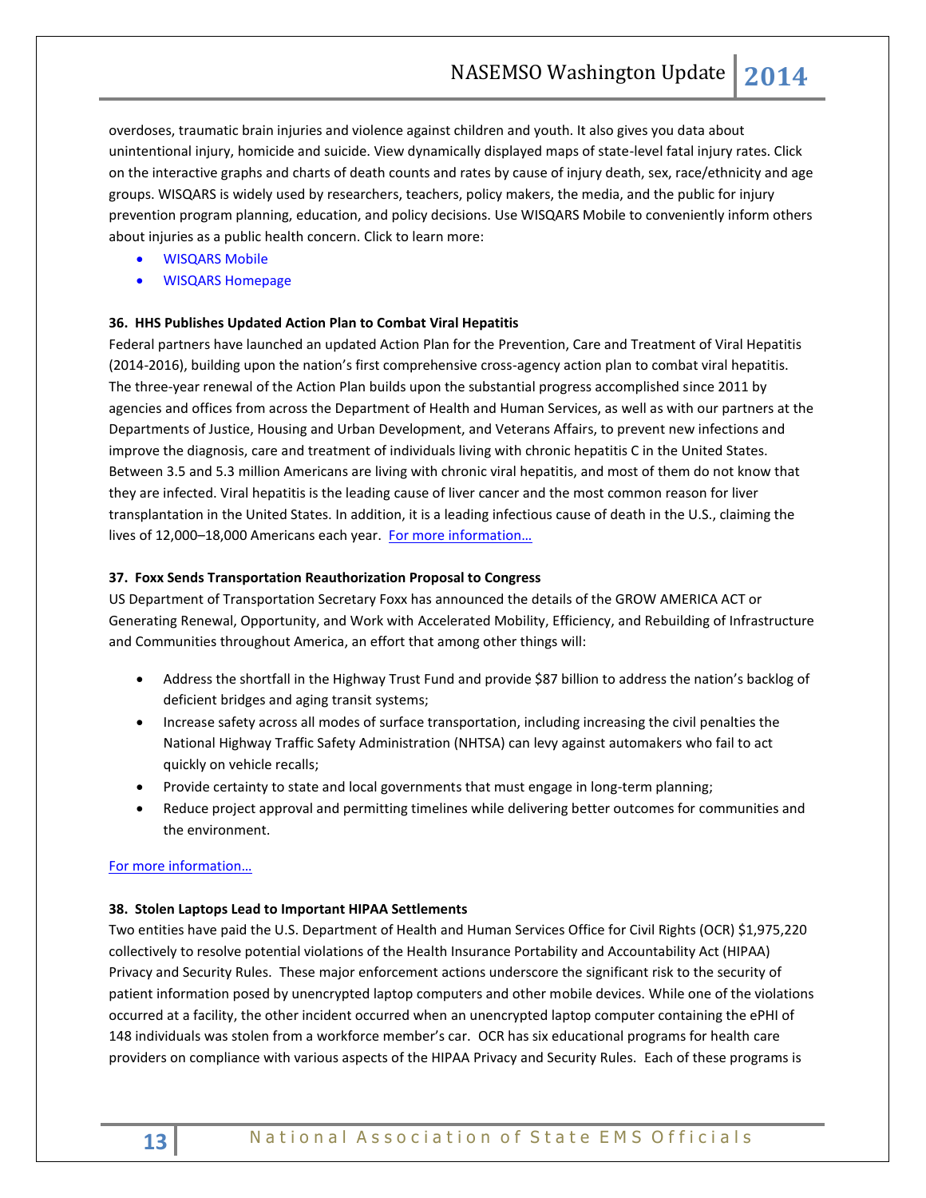overdoses, traumatic brain injuries and violence against children and youth. It also gives you data about unintentional injury, homicide and suicide. View dynamically displayed maps of state-level fatal injury rates. Click on the interactive graphs and charts of death counts and rates by cause of injury death, sex, race/ethnicity and age groups. WISQARS is widely used by researchers, teachers, policy makers, the media, and the public for injury prevention program planning, education, and policy decisions. Use WISQARS Mobile to conveniently inform others about injuries as a public health concern. Click to learn more:

- WISQARS Mobile
- WISQARS Homepage

**36. HHS Publishes Updated Action Plan to Combat Viral Hepatitis**

Federal partners have launched an updated Action Plan for the Prevention, Care and Treatment of Viral Hepatitis (2014-2016), building upon the nation's first comprehensive cross-agency action plan to combat viral hepatitis. The three-year renewal of the Action Plan builds upon the substantial progress accomplished since 2011 by agencies and offices from across the Department of Health and Human Services, as well as with our partners at the Departments of Justice, Housing and Urban Development, and Veterans Affairs, to prevent new infections and improve the diagnosis, care and treatment of individuals living with chronic hepatitis C in the United States. Between 3.5 and 5.3 million Americans are living with chronic viral hepatitis, and most of them do not know that they are infected. Viral hepatitis is the leading cause of liver cancer and the most common reason for liver transplantation in the United States. In addition, it is a leading infectious cause of death in the U.S., claiming the lives of 12,000–18,000 Americans each year. For more information…

**37. Foxx Sends Transportation Reauthorization Proposal to Congress**

US Department of Transportation Secretary Foxx has announced the details of the GROW AMERICA ACT or Generating Renewal, Opportunity, and Work with Accelerated Mobility, Efficiency, and Rebuilding of Infrastructure and Communities throughout America, an effort that among other things will:

- Address the shortfall in the Highway Trust Fund and provide $87 billion to address the nation's backlog of deficient bridges and aging transit systems;
- Increase safety across all modes of surface transportation, including increasing the civil penalties the National Highway Traffic Safety Administration (NHTSA) can levy against automakers who fail to act quickly on vehicle recalls;
- Provide certainty to state and local governments that must engage in long-term planning;
- Reduce project approval and permitting timelines while delivering better outcomes for communities and the environment.

For more information…

**38. Stolen Laptops Lead to Important HIPAA Settlements**

Two entities have paid the U.S. Department of Health and Human Services Office for Civil Rights (OCR) $1,975,220 collectively to resolve potential violations of the Health Insurance Portability and Accountability Act (HIPAA) Privacy and Security Rules. These major enforcement actions underscore the significant risk to the security of patient information posed by unencrypted laptop computers and other mobile devices. While one of the violations occurred at a facility, the other incident occurred when an unencrypted laptop computer containing the ePHI of 148 individuals was stolen from a workforce member's car. OCR has six educational programs for health care providers on compliance with various aspects of the HIPAA Privacy and Security Rules. Each of these programs is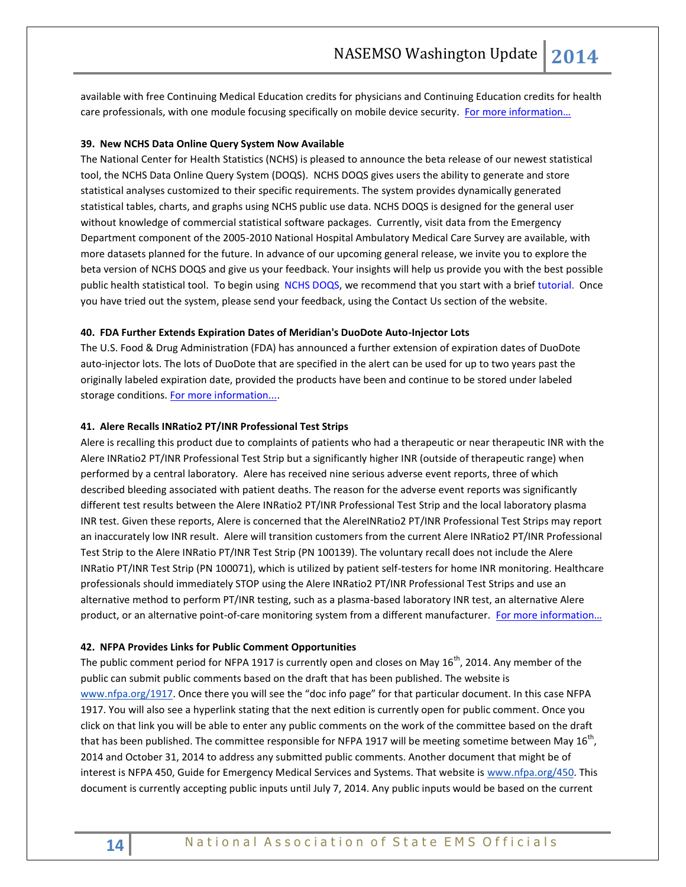available with free Continuing Medical Education credits for physicians and Continuing Education credits for health care professionals, with one module focusing specifically on mobile device security. For more information…

**39. New NCHS Data Online Query System Now Available**

The National Center for Health Statistics (NCHS) is pleased to announce the beta release of our newest statistical tool, the NCHS Data Online Query System (DOQS). NCHS DOQS gives users the ability to generate and store statistical analyses customized to their specific requirements. The system provides dynamically generated statistical tables, charts, and graphs using NCHS public use data. NCHS DOQS is designed for the general user without knowledge of commercial statistical software packages. Currently, visit data from the Emergency Department component of the 2005-2010 National Hospital Ambulatory Medical Care Survey are available, with more datasets planned for the future. In advance of our upcoming general release, we invite you to explore the beta version of NCHS DOQS and give us your feedback. Your insights will help us provide you with the best possible public health statistical tool. To begin using NCHS DOQS, we recommend that you start with a brief tutorial. Once you have tried out the system, please send your feedback, using the Contact Us section of the website.

**40. FDA Further Extends Expiration Dates of Meridian's DuoDote Auto-Injector Lots**

The U.S. Food & Drug Administration (FDA) has announced a further extension of expiration dates of DuoDote auto-injector lots. The lots of DuoDote that are specified in the alert can be used for up to two years past the originally labeled expiration date, provided the products have been and continue to be stored under labeled storage conditions. For more information....

**41. Alere Recalls INRatio2 PT/INR Professional Test Strips**

Alere is recalling this product due to complaints of patients who had a therapeutic or near therapeutic INR with the Alere INRatio2 PT/INR Professional Test Strip but a significantly higher INR (outside of therapeutic range) when performed by a central laboratory. Alere has received nine serious adverse event reports, three of which described bleeding associated with patient deaths. The reason for the adverse event reports was significantly different test results between the Alere INRatio2 PT/INR Professional Test Strip and the local laboratory plasma INR test. Given these reports, Alere is concerned that the AlereINRatio2 PT/INR Professional Test Strips may report an inaccurately low INR result. Alere will transition customers from the current Alere INRatio2 PT/INR Professional Test Strip to the Alere INRatio PT/INR Test Strip (PN 100139). The voluntary recall does not include the Alere INRatio PT/INR Test Strip (PN 100071), which is utilized by patient self-testers for home INR monitoring. Healthcare professionals should immediately STOP using the Alere INRatio2 PT/INR Professional Test Strips and use an alternative method to perform PT/INR testing, such as a plasma-based laboratory INR test, an alternative Alere product, or an alternative point-of-care monitoring system from a different manufacturer. For more information…

**42. NFPA Provides Links for Public Comment Opportunities**

The public comment period for NFPA 1917 is currently open and closes on May 16th, 2014. Any member of the public can submit public comments based on the draft that has been published. The website is www.nfpa.org/1917. Once there you will see the "doc info page" for that particular document. In this case NFPA 1917. You will also see a hyperlink stating that the next edition is currently open for public comment. Once you click on that link you will be able to enter any public comments on the work of the committee based on the draft that has been published. The committee responsible for NFPA 1917 will be meeting sometime between May 16th, 2014 and October 31, 2014 to address any submitted public comments. Another document that might be of interest is NFPA 450, Guide for Emergency Medical Services and Systems. That website is www.nfpa.org/450. This document is currently accepting public inputs until July 7, 2014. Any public inputs would be based on the current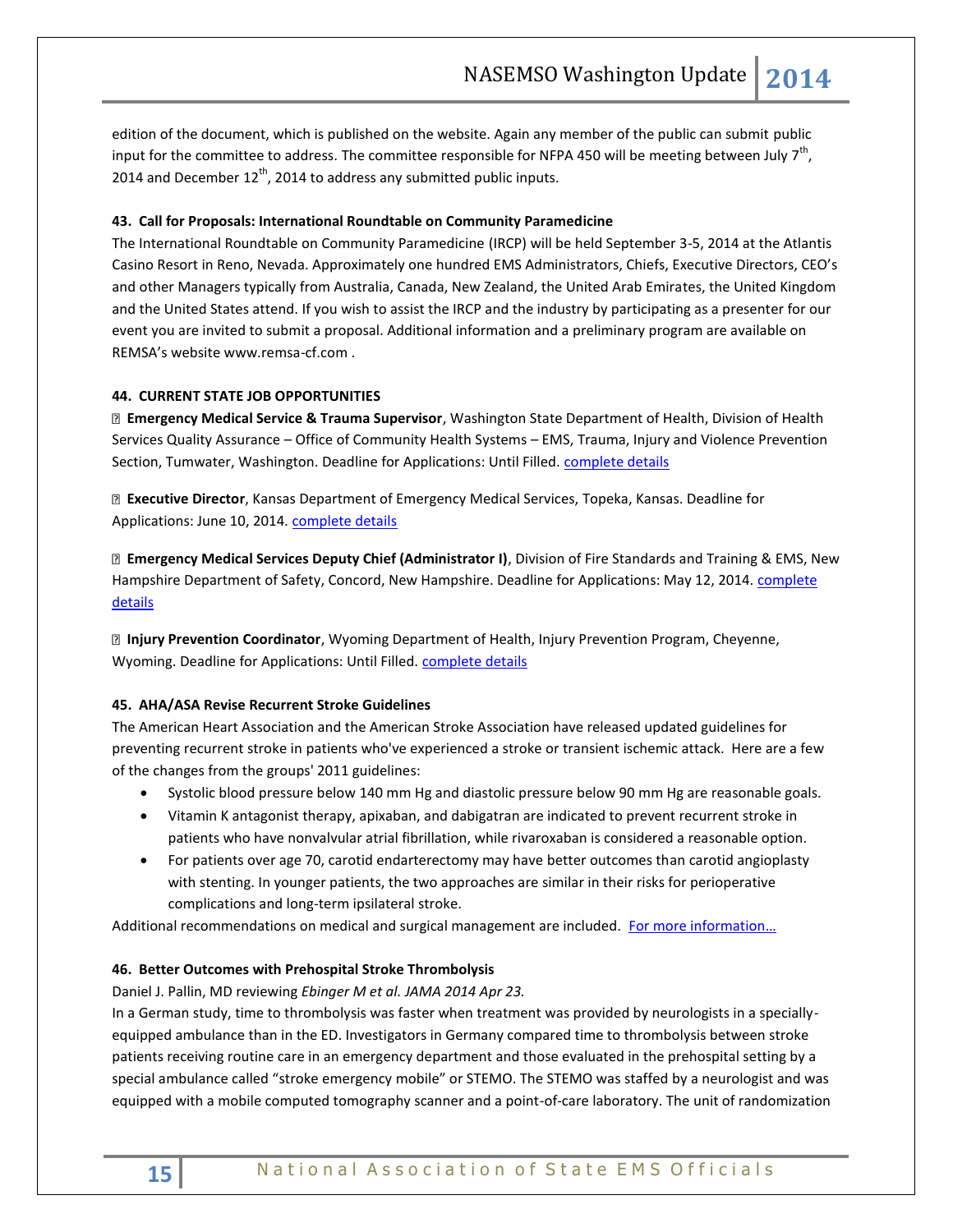edition of the document, which is published on the website. Again any member of the public can submit public input for the committee to address. The committee responsible for NFPA 450 will be meeting between July 7th, 2014 and December 12th, 2014 to address any submitted public inputs.

**43. Call for Proposals: International Roundtable on Community Paramedicine**

The International Roundtable on Community Paramedicine (IRCP) will be held September 3-5, 2014 at the Atlantis Casino Resort in Reno, Nevada. Approximately one hundred EMS Administrators, Chiefs, Executive Directors, CEO's and other Managers typically from Australia, Canada, New Zealand, the United Arab Emirates, the United Kingdom and the United States attend. If you wish to assist the IRCP and the industry by participating as a presenter for our event you are invited to submit a proposal. Additional information and a preliminary program are available on REMSA's website www.remsa-cf.com .

**44. CURRENT STATE JOB OPPORTUNITIES**

- **Emergency Medical Service & Trauma Supervisor**, Washington State Department of Health, Division of Health Services Quality Assurance – Office of Community Health Systems – EMS, Trauma, Injury and Violence Prevention Section, Tumwater, Washington. Deadline for Applications: Until Filled. complete details

- **Executive Director**, Kansas Department of Emergency Medical Services, Topeka, Kansas. Deadline for Applications: June 10, 2014. complete details

- **Emergency Medical Services Deputy Chief (Administrator I)**, Division of Fire Standards and Training & EMS, New Hampshire Department of Safety, Concord, New Hampshire. Deadline for Applications: May 12, 2014. complete details

- **Injury Prevention Coordinator**, Wyoming Department of Health, Injury Prevention Program, Cheyenne, Wyoming. Deadline for Applications: Until Filled. complete details

**45. AHA/ASA Revise Recurrent Stroke Guidelines**

The American Heart Association and the American Stroke Association have released updated guidelines for preventing recurrent stroke in patients who've experienced a stroke or transient ischemic attack. Here are a few of the changes from the groups' 2011 guidelines:

- Systolic blood pressure below 140 mm Hg and diastolic pressure below 90 mm Hg are reasonable goals.
- Vitamin K antagonist therapy, apixaban, and dabigatran are indicated to prevent recurrent stroke in patients who have nonvalvular atrial fibrillation, while rivaroxaban is considered a reasonable option.
- For patients over age 70, carotid endarterectomy may have better outcomes than carotid angioplasty with stenting. In younger patients, the two approaches are similar in their risks for perioperative complications and long-term ipsilateral stroke.

Additional recommendations on medical and surgical management are included. For more information…

**46. Better Outcomes with Prehospital Stroke Thrombolysis**

Daniel J. Pallin, MD reviewing *Ebinger M et al. JAMA 2014 Apr 23.*

In a German study, time to thrombolysis was faster when treatment was provided by neurologists in a specially-equipped ambulance than in the ED. Investigators in Germany compared time to thrombolysis between stroke patients receiving routine care in an emergency department and those evaluated in the prehospital setting by a special ambulance called "stroke emergency mobile" or STEMO. The STEMO was staffed by a neurologist and was equipped with a mobile computed tomography scanner and a point-of-care laboratory. The unit of randomization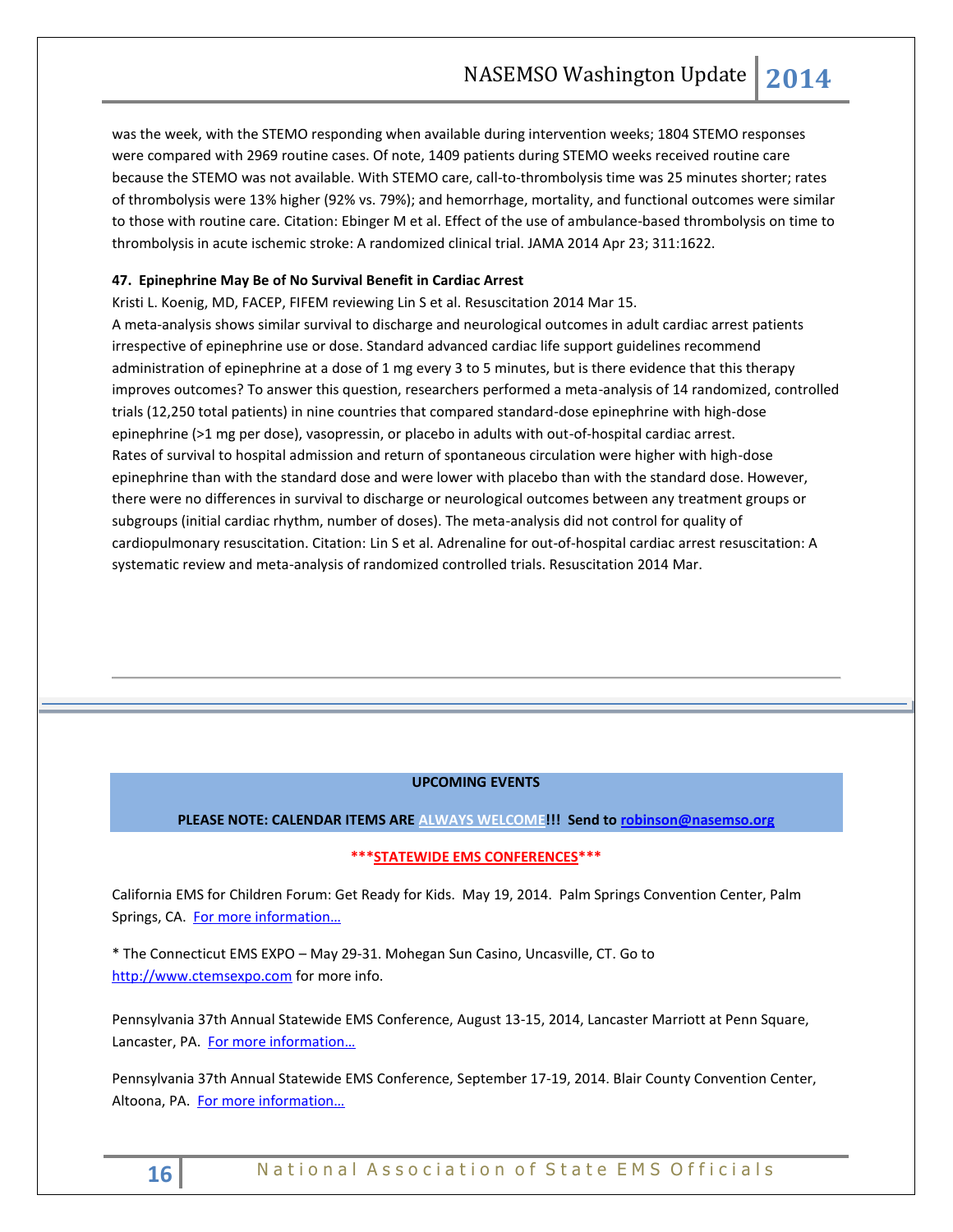was the week, with the STEMO responding when available during intervention weeks; 1804 STEMO responses were compared with 2969 routine cases. Of note, 1409 patients during STEMO weeks received routine care because the STEMO was not available. With STEMO care, call-to-thrombolysis time was 25 minutes shorter; rates of thrombolysis were 13% higher (92% vs. 79%); and hemorrhage, mortality, and functional outcomes were similar to those with routine care. Citation: Ebinger M et al. Effect of the use of ambulance-based thrombolysis on time to thrombolysis in acute ischemic stroke: A randomized clinical trial. JAMA 2014 Apr 23; 311:1622.

**47. Epinephrine May Be of No Survival Benefit in Cardiac Arrest**

Kristi L. Koenig, MD, FACEP, FIFEM reviewing Lin S et al. Resuscitation 2014 Mar 15.

A meta-analysis shows similar survival to discharge and neurological outcomes in adult cardiac arrest patients irrespective of epinephrine use or dose. Standard advanced cardiac life support guidelines recommend administration of epinephrine at a dose of 1 mg every 3 to 5 minutes, but is there evidence that this therapy improves outcomes? To answer this question, researchers performed a meta-analysis of 14 randomized, controlled trials (12,250 total patients) in nine countries that compared standard-dose epinephrine with high-dose epinephrine (>1 mg per dose), vasopressin, or placebo in adults with out-of-hospital cardiac arrest.

Rates of survival to hospital admission and return of spontaneous circulation were higher with high-dose epinephrine than with the standard dose and were lower with placebo than with the standard dose. However, there were no differences in survival to discharge or neurological outcomes between any treatment groups or subgroups (initial cardiac rhythm, number of doses). The meta-analysis did not control for quality of cardiopulmonary resuscitation. Citation: Lin S et al. Adrenaline for out-of-hospital cardiac arrest resuscitation: A systematic review and meta-analysis of randomized controlled trials. Resuscitation 2014 Mar.

---

**UPCOMING EVENTS**

**PLEASE NOTE: CALENDAR ITEMS ARE ALWAYS WELCOME!!! Send to robinson@nasemso.org**

**\*\*\*STATEWIDE EMS CONFERENCES\*\*\***

California EMS for Children Forum: Get Ready for Kids. May 19, 2014. Palm Springs Convention Center, Palm Springs, CA. For more information…

\* The Connecticut EMS EXPO – May 29-31. Mohegan Sun Casino, Uncasville, CT. Go to http://www.ctemsexpo.com for more info.

Pennsylvania 37th Annual Statewide EMS Conference, August 13-15, 2014, Lancaster Marriott at Penn Square, Lancaster, PA. For more information…

Pennsylvania 37th Annual Statewide EMS Conference, September 17-19, 2014. Blair County Convention Center, Altoona, PA. For more information…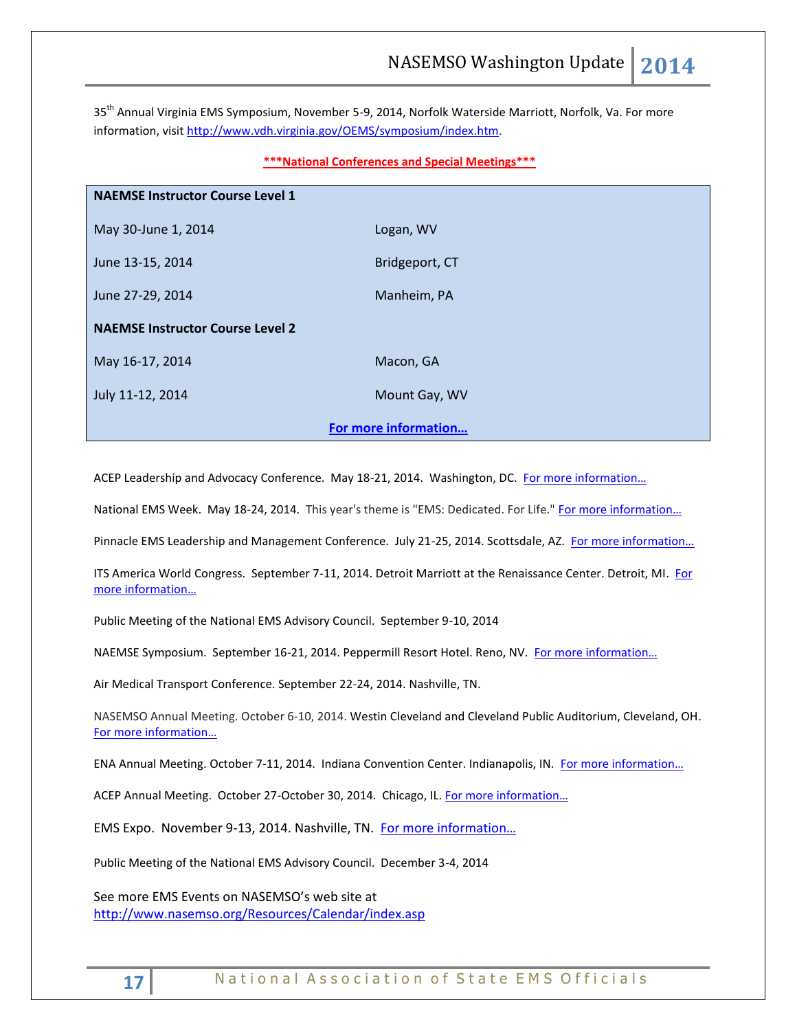35th Annual Virginia EMS Symposium, November 5-9, 2014, Norfolk Waterside Marriott, Norfolk, Va. For more information, visit http://www.vdh.virginia.gov/OEMS/symposium/index.htm.

**\*\*\*National Conferences and Special Meetings\*\*\***

| **NAEMSE Instructor Course Level 1** | |
|---|---|
| May 30-June 1, 2014 | Logan, WV |
| June 13-15, 2014 | Bridgeport, CT |
| June 27-29, 2014 | Manheim, PA |
| **NAEMSE Instructor Course Level 2** | |
| May 16-17, 2014 | Macon, GA |
| July 11-12, 2014 | Mount Gay, WV |
| **For more information…** | |

ACEP Leadership and Advocacy Conference. May 18-21, 2014. Washington, DC. For more information…

National EMS Week. May 18-24, 2014. This year's theme is "EMS: Dedicated. For Life." For more information…

Pinnacle EMS Leadership and Management Conference. July 21-25, 2014. Scottsdale, AZ. For more information…

ITS America World Congress. September 7-11, 2014. Detroit Marriott at the Renaissance Center. Detroit, MI. For more information…

Public Meeting of the National EMS Advisory Council. September 9-10, 2014

NAEMSE Symposium. September 16-21, 2014. Peppermill Resort Hotel. Reno, NV. For more information…

Air Medical Transport Conference. September 22-24, 2014. Nashville, TN.

NASEMSO Annual Meeting. October 6-10, 2014. Westin Cleveland and Cleveland Public Auditorium, Cleveland, OH. For more information…

ENA Annual Meeting. October 7-11, 2014. Indiana Convention Center. Indianapolis, IN. For more information…

ACEP Annual Meeting. October 27-October 30, 2014. Chicago, IL. For more information…

EMS Expo. November 9-13, 2014. Nashville, TN. For more information…

Public Meeting of the National EMS Advisory Council. December 3-4, 2014

See more EMS Events on NASEMSO's web site at http://www.nasemso.org/Resources/Calendar/index.asp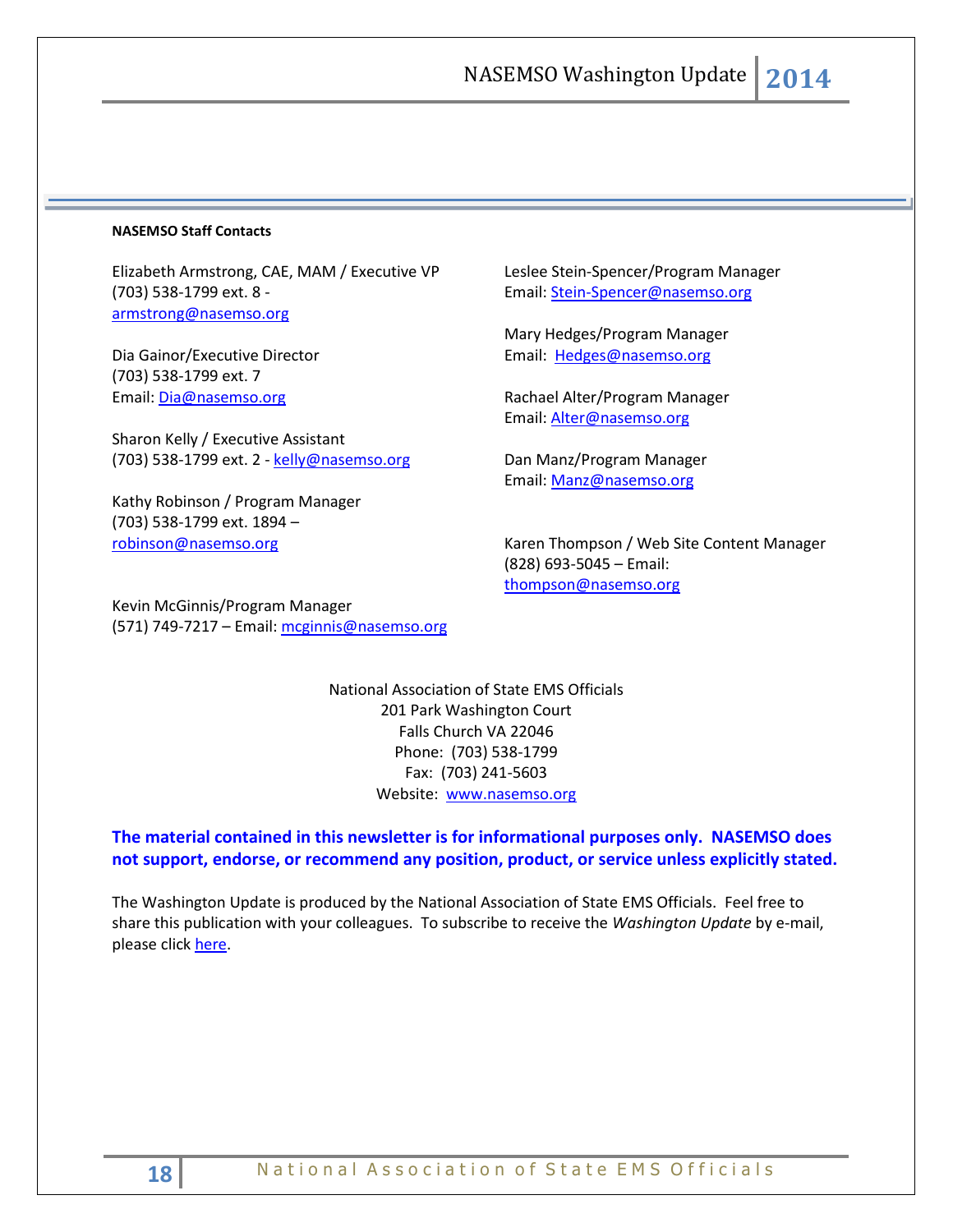**NASEMSO Staff Contacts**

Elizabeth Armstrong, CAE, MAM / Executive VP
(703) 538-1799 ext. 8 -
armstrong@nasemso.org

Dia Gainor/Executive Director
(703) 538-1799 ext. 7
Email: Dia@nasemso.org

Sharon Kelly / Executive Assistant
(703) 538-1799 ext. 2 - kelly@nasemso.org

Kathy Robinson / Program Manager
(703) 538-1799 ext. 1894 –
robinson@nasemso.org

Kevin McGinnis/Program Manager
(571) 749-7217 – Email: mcginnis@nasemso.org

Leslee Stein-Spencer/Program Manager
Email: Stein-Spencer@nasemso.org

Mary Hedges/Program Manager
Email: Hedges@nasemso.org

Rachael Alter/Program Manager
Email: Alter@nasemso.org

Dan Manz/Program Manager
Email: Manz@nasemso.org

Karen Thompson / Web Site Content Manager
(828) 693-5045 – Email:
thompson@nasemso.org

National Association of State EMS Officials
201 Park Washington Court
Falls Church VA 22046
Phone: (703) 538-1799
Fax: (703) 241-5603
Website: www.nasemso.org

**The material contained in this newsletter is for informational purposes only. NASEMSO does not support, endorse, or recommend any position, product, or service unless explicitly stated.**

The Washington Update is produced by the National Association of State EMS Officials. Feel free to share this publication with your colleagues. To subscribe to receive the *Washington Update* by e-mail, please click here.